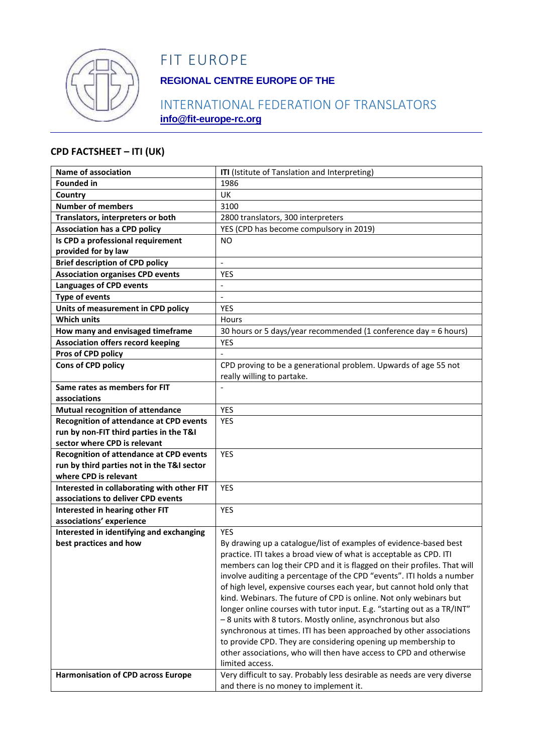# FIT EUROPE

**REGIONAL CENTRE EUROPE OF THE**

INTERNATIONAL FEDERATION OF TRANSLATORS

**info@fit-europe-rc.org**

## CPD FACTSHEET – ITI (UK)

| | |
|---|---|
| **Name of association** | **ITI** (Istitute of Tanslation and Interpreting) |
| **Founded in** | 1986 |
| **Country** | UK |
| **Number of members** | 3100 |
| **Translators, interpreters or both** | 2800 translators, 300 interpreters |
| **Association has a CPD policy** | YES (CPD has become compulsory in 2019) |
| **Is CPD a professional requirement provided for by law** | NO |
| **Brief description of CPD policy** | - |
| **Association organises CPD events** | YES |
| **Languages of CPD events** | - |
| **Type of events** | - |
| **Units of measurement in CPD policy** | YES |
| **Which units** | Hours |
| **How many and envisaged timeframe** | 30 hours or 5 days/year recommended (1 conference day = 6 hours) |
| **Association offers record keeping** | YES |
| **Pros of CPD policy** | - |
| **Cons of CPD policy** | CPD proving to be a generational problem. Upwards of age 55 not really willing to partake. |
| **Same rates as members for FIT associations** | - |
| **Mutual recognition of attendance** | YES |
| **Recognition of attendance at CPD events run by non-FIT third parties in the T&I sector where CPD is relevant** | YES |
| **Recognition of attendance at CPD events run by third parties not in the T&I sector where CPD is relevant** | YES |
| **Interested in collaborating with other FIT associations to deliver CPD events** | YES |
| **Interested in hearing other FIT associations' experience** | YES |
| **Interested in identifying and exchanging best practices and how** | YES<br>By drawing up a catalogue/list of examples of evidence-based best practice. ITI takes a broad view of what is acceptable as CPD. ITI members can log their CPD and it is flagged on their profiles. That will involve auditing a percentage of the CPD "events". ITI holds a number of high level, expensive courses each year, but cannot hold only that kind. Webinars. The future of CPD is online. Not only webinars but longer online courses with tutor input. E.g. "starting out as a TR/INT" – 8 units with 8 tutors. Mostly online, asynchronous but also synchronous at times. ITI has been approached by other associations to provide CPD. They are considering opening up membership to other associations, who will then have access to CPD and otherwise limited access. |
| **Harmonisation of CPD across Europe** | Very difficult to say. Probably less desirable as needs are very diverse and there is no money to implement it. |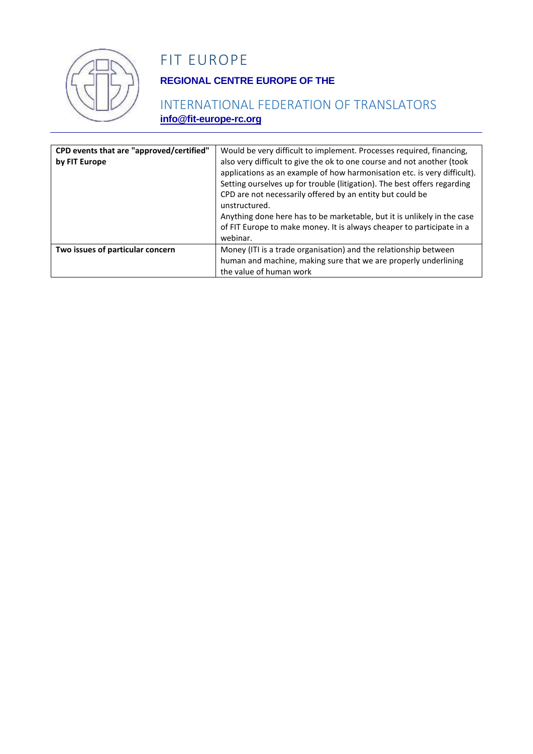# FIT EUROPE

**REGIONAL CENTRE EUROPE OF THE**

INTERNATIONAL FEDERATION OF TRANSLATORS

**info@fit-europe-rc.org**

---

| | |
|---|---|
| **CPD events that are "approved/certified" by FIT Europe** | Would be very difficult to implement. Processes required, financing, also very difficult to give the ok to one course and not another (took applications as an example of how harmonisation etc. is very difficult). Setting ourselves up for trouble (litigation). The best offers regarding CPD are not necessarily offered by an entity but could be unstructured.<br>Anything done here has to be marketable, but it is unlikely in the case of FIT Europe to make money. It is always cheaper to participate in a webinar. |
| **Two issues of particular concern** | Money (ITI is a trade organisation) and the relationship between human and machine, making sure that we are properly underlining the value of human work |